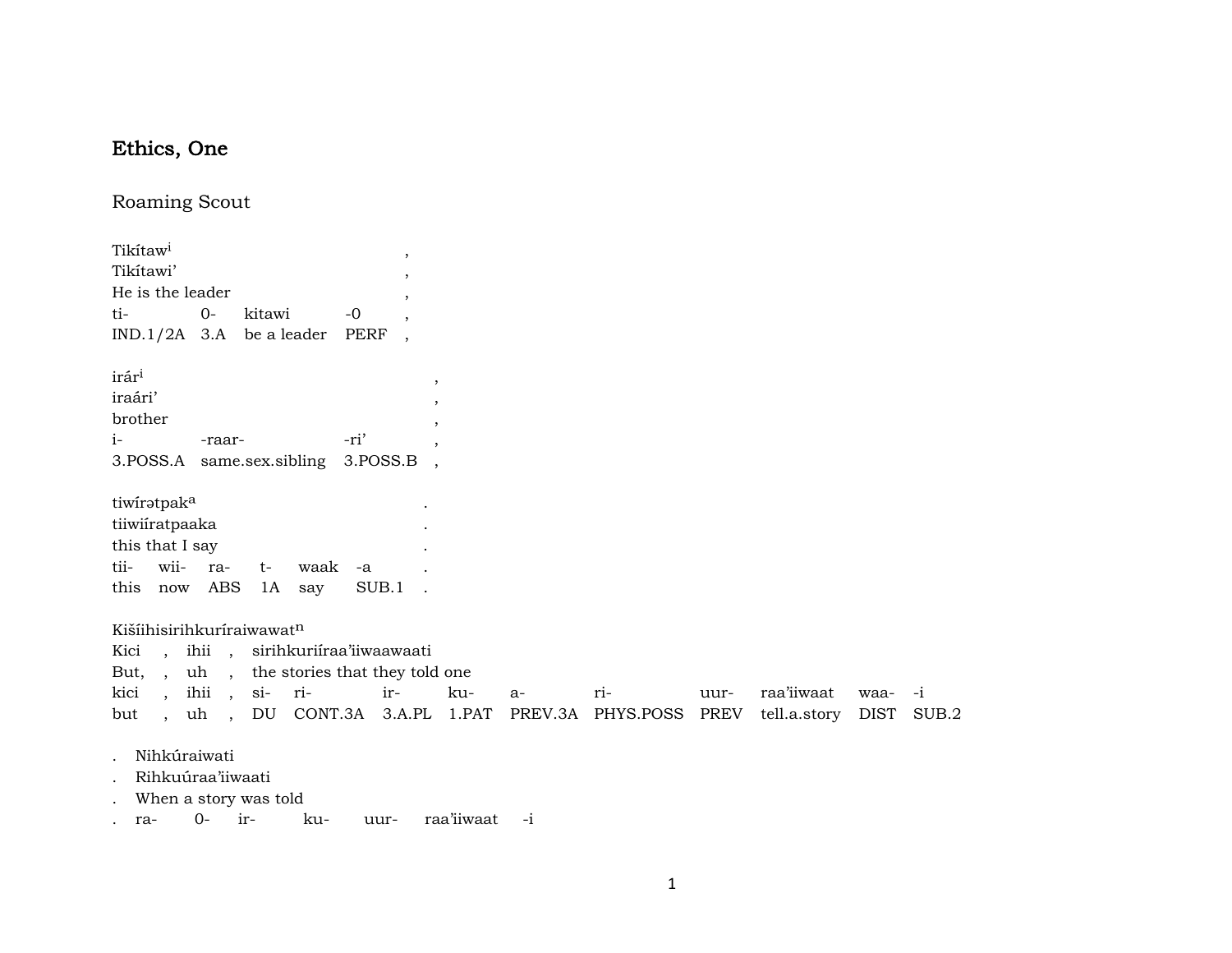## Ethics, One

### Roaming Scout

| Tikítaw[i] | | | | , |
|---|---|---|---|---|
| Tikítawi’ | | | | , |
| He is the leader | | | | , |
| ti- | 0- | kitawi | -0 | , |
| IND.1/2A | 3.A | be a leader | PERF | , |

| irár[i] | | | , |
|---|---|---|---|
| iraári’ | | | , |
| brother | | | , |
| i- | -raar- | -ri’ | , |
| 3.POSS.A | same.sex.sibling | 3.POSS.B | , |

| tiwírətpak[a] | | | | | | . |
|---|---|---|---|---|---|---|
| tiiwiíratpaaka | | | | | | . |
| this that I say | | | | | | . |
| tii- | wii- | ra- | t- | waak | -a | . |
| this | now | ABS | 1A | say | SUB.1 | . |

Kišíihisirihkuríraiwawat[n]

| Kici | , | ihii | , | sirihkuriíraa’iiwaawaati | | | | | | | | | |
|---|---|---|---|---|---|---|---|---|---|---|---|---|---|
| But, | , | uh | , | the stories that they told one | | | | | | | | | |
| kici | , | ihii | , | si- | ri- | ir- | ku- | a- | ri- | uur- | raa’iiwaat | waa- | -i |
| but | , | uh | , | DU | CONT.3A | 3.A.PL | 1.PAT | PREV.3A | PHYS.POSS | PREV | tell.a.story | DIST | SUB.2 |

| . | Nihkúraiwati | | | | | |
|---|---|---|---|---|---|---|
| . | Rihkuúraa’iiwaati | | | | | |
| . | When a story was told | | | | | |
| . | ra- | 0- | ir- | ku- | uur- | raa’iiwaat | -i |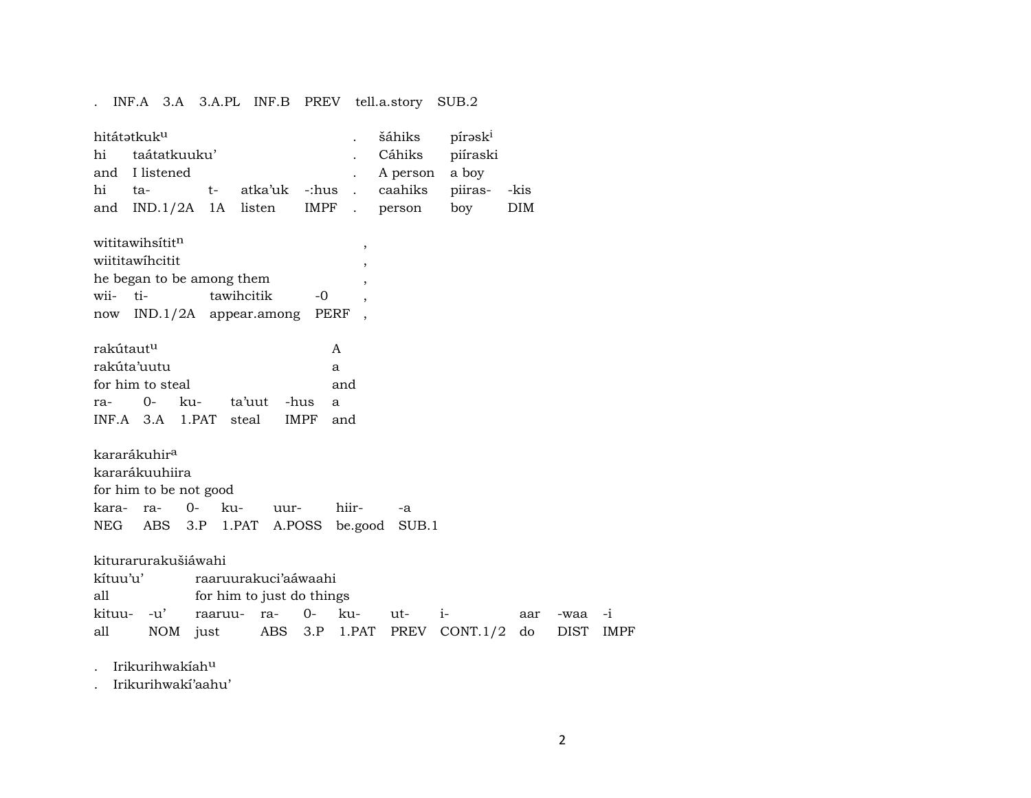. INF.A 3.A 3.A.PL INF.B PREV tell.a.story SUB.2

| hitátətkuk$^{u}$ | | | | | . | šáhiks | pírəsk$^{i}$ | |
|---|---|---|---|---|---|---|---|---|
| hi | taátatkuuku’ | | | | . | Cáhiks | piíraski | |
| and | I listened | | | | . | A person | a boy | |
| hi | ta- | t- | atka’uk | -:hus | . | caahiks | piiras- | -kis |
| and | IND.1/2A | 1A | listen | IMPF | . | person | boy | DIM |

| wititawihsítit$^{n}$ | | | | , |
|---|---|---|---|---|
| wiititawíhcitit | | | | , |
| he began to be among them | | | | , |
| wii- | ti- | tawihcitik | -0 | , |
| now | IND.1/2A | appear.among | PERF | , |

| rakútaut$^{u}$ | | | | | A |
|---|---|---|---|---|---|
| rakúta’uutu | | | | | a |
| for him to steal | | | | | and |
| ra- | 0- | ku- | ta’uut | -hus | a |
| INF.A | 3.A | 1.PAT | steal | IMPF | and |

| kararákuhir$^{a}$ | | | | | | |
|---|---|---|---|---|---|---|
| kararákuuhiira | | | | | | |
| for him to be not good | | | | | | |
| kara- | ra- | 0- | ku- | uur- | hiir- | -a |
| NEG | ABS | 3.P | 1.PAT | A.POSS | be.good | SUB.1 |

| kiturarurakušiáwahi | | | | | | | | | | | |
|---|---|---|---|---|---|---|---|---|---|---|---|
| kítuu’u’ | | raaruurakuci’aáwaahi | | | | | | | | | |
| all | | for him to just do things | | | | | | | | | |
| kituu- | -u’ | raaruu- | ra- | 0- | ku- | ut- | i- | aar | -waa | -i | |
| all | NOM | just | ABS | 3.P | 1.PAT | PREV | CONT.1/2 | do | DIST | IMPF | |

. Irikurihwakíah$^{u}$

. Irikurihwakí’aahu’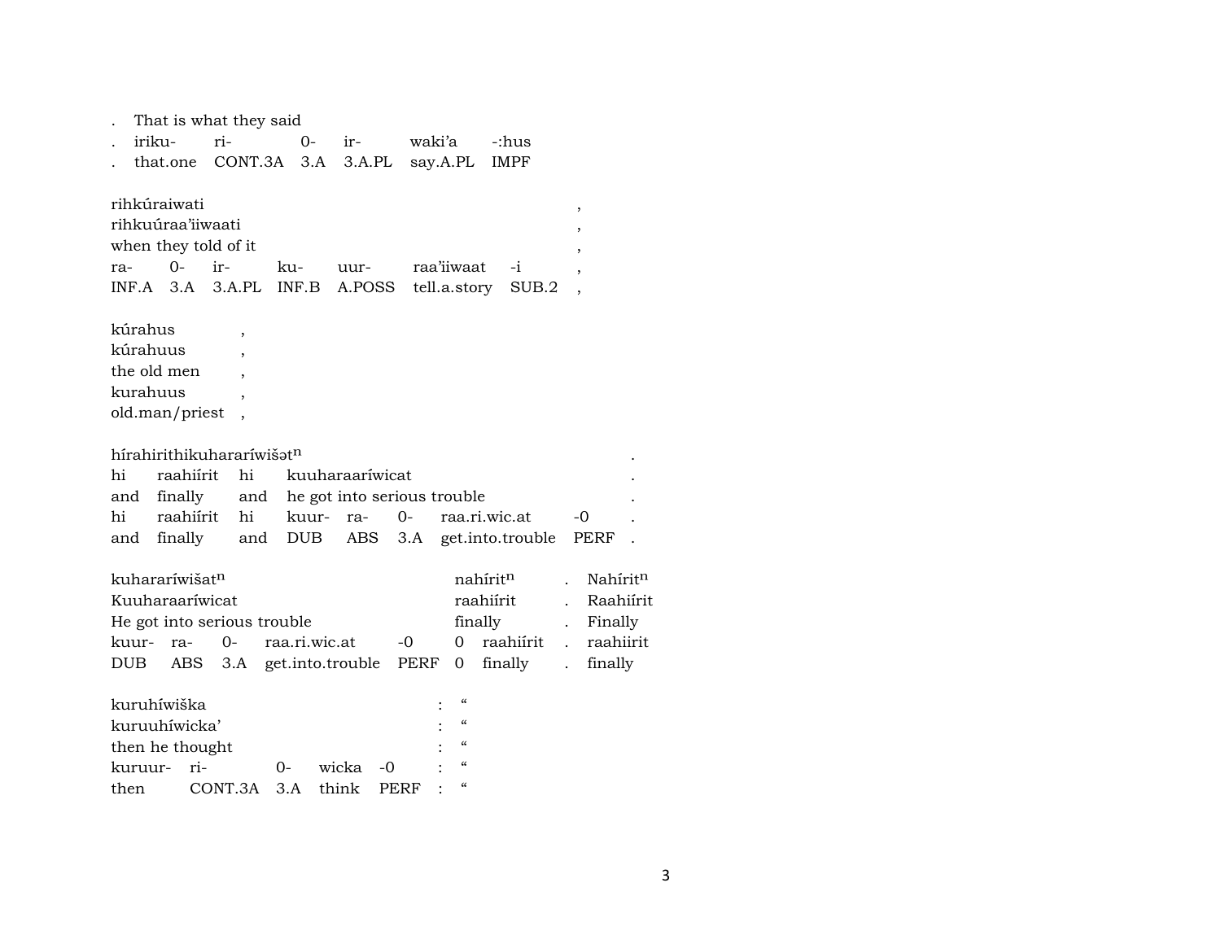. That is what they said
. iriku- ri- 0- ir- waki'a -:hus
. that.one CONT.3A 3.A 3.A.PL say.A.PL IMPF

| rihkúraiwati | | | | | | | , |
|---|---|---|---|---|---|---|---|
| rihkuúraa'iiwaati | | | | | | | , |
| when they told of it | | | | | | | , |
| ra- | 0- | ir- | ku- | uur- | raa'iiwaat | -i | , |
| INF.A | 3.A | 3.A.PL | INF.B | A.POSS | tell.a.story | SUB.2 | , |

| kúrahus | , |
|---|---|
| kúrahuus | , |
| the old men | , |
| kurahuus | , |
| old.man/priest | , |

| hírahirithikuharaɾíwišət$^{n}$ | | | | | | | | | . |
|---|---|---|---|---|---|---|---|---|---|
| hi | raahiírit | hi | kuuharaaríwicat | | | | | | . |
| and | finally | and | he got into serious trouble | | | | | | . |
| hi | raahiírit | hi | kuur- | ra- | 0- | raa.ri.wic.at | -0 | | . |
| and | finally | and | DUB | ABS | 3.A | get.into.trouble | PERF | | . |

| kuhararíwišat$^{n}$ | | | | | nahírit$^{n}$ | | . | Nahírit$^{n}$ |
|---|---|---|---|---|---|---|---|---|
| Kuuharaaríwicat | | | | | raahiírit | | . | Raahiírit |
| He got into serious trouble | | | | | finally | | . | Finally |
| kuur- | ra- | 0- | raa.ri.wic.at | -0 | 0 | raahiírit | . | raahiirit |
| DUB | ABS | 3.A | get.into.trouble | PERF | 0 | finally | . | finally |

| kuruhíwiška | | | | | : | " |
|---|---|---|---|---|---|---|
| kuruuhíwicka' | | | | | : | " |
| then he thought | | | | | : | " |
| kuruur- | ri- | 0- | wicka | -0 | : | " |
| then | CONT.3A | 3.A | think | PERF | : | " |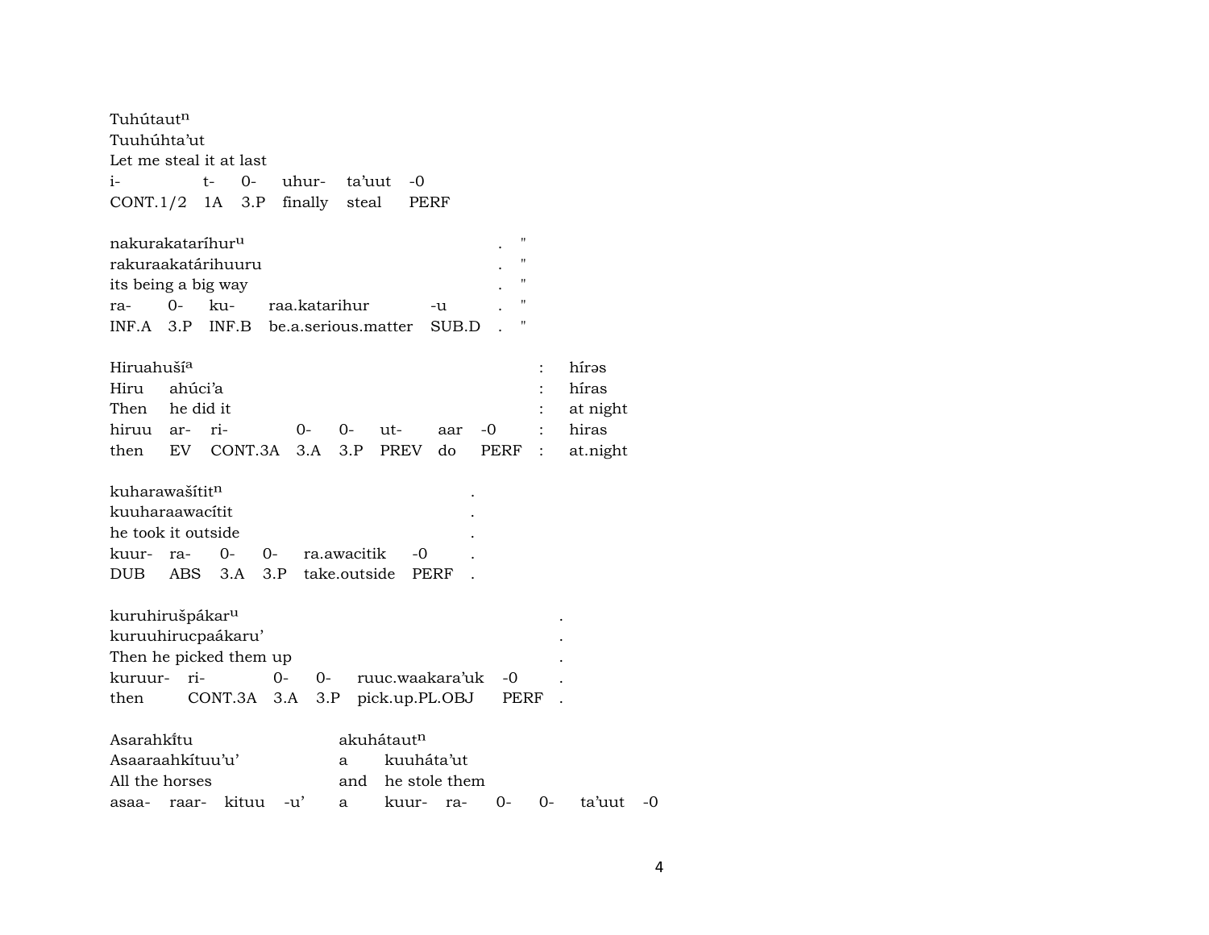Tuhútaut[n]
Tuuhúhta'ut
Let me steal it at last

| i- | t- | 0- | uhur- | ta'uut | -0 |
|---|---|---|---|---|---|
| CONT.1/2 | 1A | 3.P | finally | steal | PERF |

nakurakataríhur[u] . "
rakuraakatárihuuru . "
its being a big way . "

| ra- | 0- | ku- | raa.katarihur | -u | . | " |
|---|---|---|---|---|---|---|
| INF.A | 3.P | INF.B | be.a.serious.matter | SUB.D | . | " |

Hiruahuší[a] : hírəs
Hiru ahúci'a : híras
Then he did it : at night

| hiruu | ar- | ri- | 0- | 0- | ut- | aar | -0 | : | hiras |
|---|---|---|---|---|---|---|---|---|---|
| then | EV | CONT.3A | 3.A | 3.P | PREV | do | PERF | : | at.night |

kuharawašítit[n] .
kuuharaawacítit .
he took it outside .

| kuur- | ra- | 0- | 0- | ra.awacitik | -0 | . |
|---|---|---|---|---|---|---|
| DUB | ABS | 3.A | 3.P | take.outside | PERF | . |

kuruhirušpákar[u] .
kuruuhirucpaákaru' .
Then he picked them up .

| kuruur- | ri- | 0- | 0- | ruuc.waakara'uk | -0 | . |
|---|---|---|---|---|---|---|
| then | CONT.3A | 3.A | 3.P | pick.up.PL.OBJ | PERF | . |

Asarahkɨ́tu akuhátaut[n]
Asaaraahkítuu'u' a kuuháta'ut
All the horses and he stole them

| asaa- | raar- | kituu | -u' | a | kuur- | ra- | 0- | 0- | ta'uut | -0 |
|---|---|---|---|---|---|---|---|---|---|---|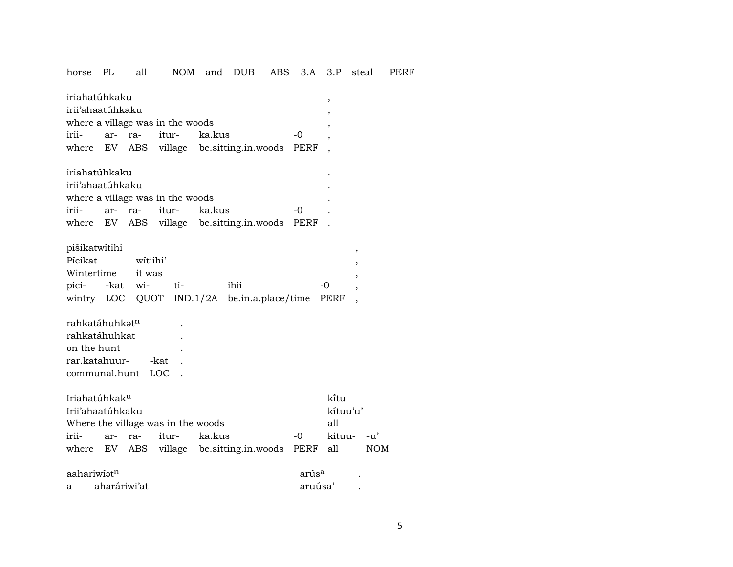horse PL all NOM and DUB ABS 3.A 3.P steal PERF

| iriahatúhkaku | | | | | | , |
|---|---|---|---|---|---|---|
| irii'ahaatúhkaku | | | | | | , |
| where a village was in the woods | | | | | | , |
| irii- | ar- | ra- | itur- | ka.kus | -0 | , |
| where | EV | ABS | village | be.sitting.in.woods | PERF | , |

| iriahatúhkaku | | | | | | . |
|---|---|---|---|---|---|---|
| irii'ahaatúhkaku | | | | | | . |
| where a village was in the woods | | | | | | . |
| irii- | ar- | ra- | itur- | ka.kus | -0 | . |
| where | EV | ABS | village | be.sitting.in.woods | PERF | . |

| pišikatwítihi | | | | | | , |
|---|---|---|---|---|---|---|
| Pícikat | | wítiihi' | | | | , |
| Wintertime | | it was | | | | , |
| pici- | -kat | wi- | ti- | ihii | -0 | , |
| wintry | LOC | QUOT | IND.1/2A | be.in.a.place/time | PERF | , |

| rahkatáhuhkətn | | . |
|---|---|---|
| rahkatáhuhkat | | . |
| on the hunt | | . |
| rar.katahuur- | -kat | . |
| communal.hunt | LOC | . |

| Iriahatúhkaku | | | | | | kı̃tu | |
|---|---|---|---|---|---|---|---|
| Irii'ahaatúhkaku | | | | | | kítuu'u' | |
| Where the village was in the woods | | | | | | all | |
| irii- | ar- | ra- | itur- | ka.kus | -0 | kituu- | -u' |
| where | EV | ABS | village | be.sitting.in.woods | PERF | all | NOM |

| aahariwíətn | | arúsa | . |
|---|---|---|---|
| a | aharáriwi'at | aruúsa' | . |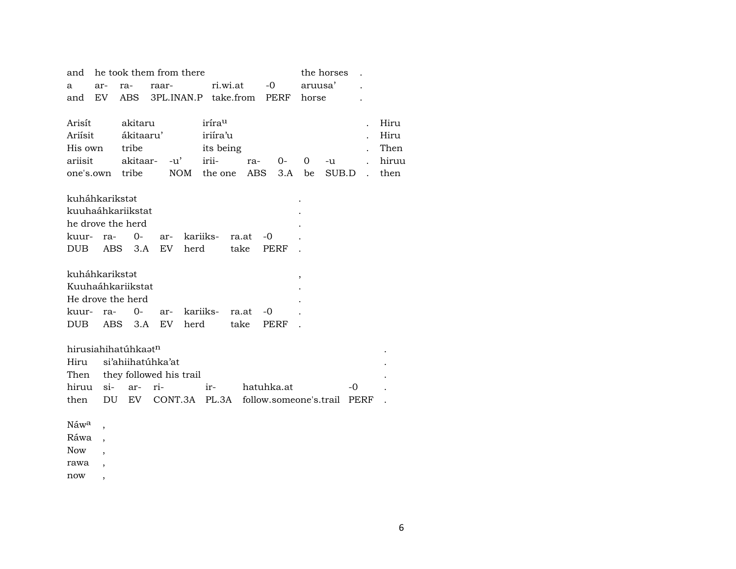| and | he took them from there | | | | | the horses | . |
|---|---|---|---|---|---|---|---|
| a | ar- | ra- | raar- | ri.wi.at | -0 | aruusa’ | . |
| and | EV | ABS | 3PL.INAN.P | take.from | PERF | horse | . |

| Arisít | akitaru | | iríra^u | | | | | . | Hiru |
|---|---|---|---|---|---|---|---|---|---|
| Ariísit | ákitaaru’ | | iriíra’u | | | | | . | Hiru |
| His own | tribe | | its being | | | | | . | Then |
| ariisit | akitaar- | -u’ | irii- | ra- | 0- | 0 | -u | . | hiruu |
| one's.own | tribe | NOM | the one | ABS | 3.A | be | SUB.D | . | then |

| kuháhkarikstət | | | | | | | . |
|---|---|---|---|---|---|---|---|
| kuuhaáhkariikstat | | | | | | | . |
| he drove the herd | | | | | | | . |
| kuur- | ra- | 0- | ar- | kariiks- | ra.at | -0 | . |
| DUB | ABS | 3.A | EV | herd | take | PERF | . |

| kuháhkarikstət | | | | | | | , |
|---|---|---|---|---|---|---|---|
| Kuuhaáhkariikstat | | | | | | | . |
| He drove the herd | | | | | | | . |
| kuur- | ra- | 0- | ar- | kariiks- | ra.at | -0 | . |
| DUB | ABS | 3.A | EV | herd | take | PERF | . |

| hirusiahihatúhkaət^n | | | | | | | . |
|---|---|---|---|---|---|---|---|
| Hiru | si’ahiihatúhka’at | | | | | | . |
| Then | they followed his trail | | | | | | . |
| hiruu | si- | ar- | ri- | ir- | hatuhka.at | -0 | . |
| then | DU | EV | CONT.3A | PL.3A | follow.someone's.trail | PERF | . |

| Náw^a | , |
|---|---|
| Ráwa | , |
| Now | , |
| rawa | , |
| now | , |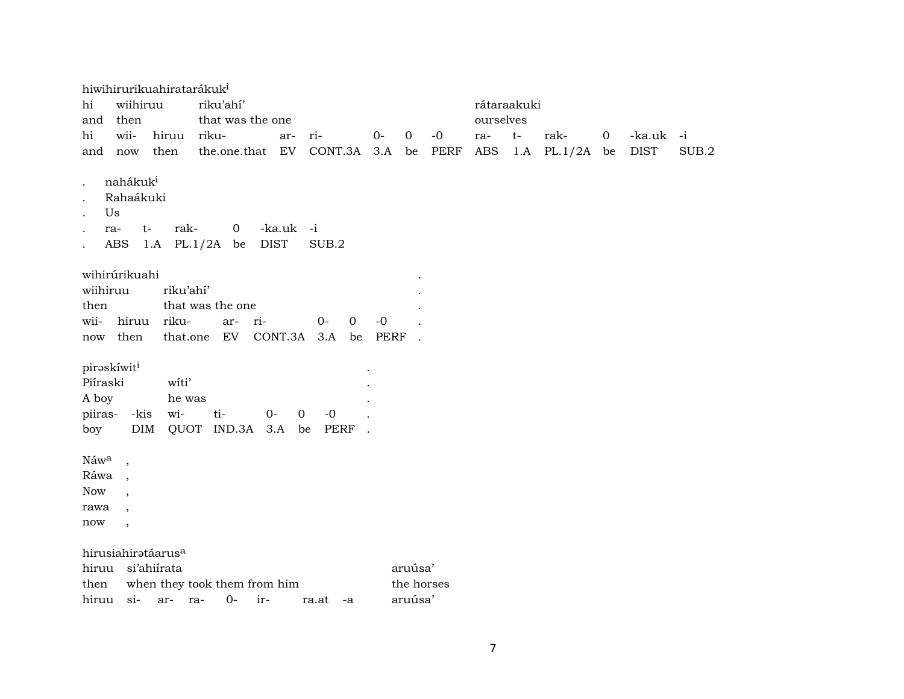hiwihirurikuahiratarákuk[i]

| hi | wiihiruu | | riku'ahí' | | | | | | rátaraakuki | | | | | |
|---|---|---|---|---|---|---|---|---|---|---|---|---|---|---|
| and | then | | that was the one | | | | | | ourselves | | | | | |
| hi | wii- | hiruu | riku- | ar- | ri- | 0- | 0 | -0 | ra- | t- | rak- | 0 | -ka.uk | -i |
| and | now | then | the.one.that | EV | CONT.3A | 3.A | be | PERF | ABS | 1.A | PL.1/2A | be | DIST | SUB.2 |

| . | nahákuk[i] | | | | | |
|---|---|---|---|---|---|---|
| . | Rahaákuki | | | | | |
| . | Us | | | | | |
| . | ra- | t- | rak- | 0 | -ka.uk | -i |
| . | ABS | 1.A | PL.1/2A | be | DIST | SUB.2 |

wihirúrikuahi .

| wiihiruu | | riku'ahí' | | | | | | .|
|---|---|---|---|---|---|---|---|---|
| then | | that was the one | | | | | | . |
| wii- | hiruu | riku- | ar- | ri- | 0- | 0 | -0 | . |
| now | then | that.one | EV | CONT.3A | 3.A | be | PERF | . |

pirəskíwit[i] .

| Piíraski | | wíti' | | | | | . |
|---|---|---|---|---|---|---|---|
| A boy | | he was | | | | | . |
| piiras- | -kis | wi- | ti- | 0- | 0 | -0 | . |
| boy | DIM | QUOT | IND.3A | 3.A | be | PERF | . |

Náw[a] ,

Ráwa ,

Now ,

rawa ,

now ,

hirusiahirətáarus[a]

| hiruu | si'ahiírata | | | | | | aruúsa' |
|---|---|---|---|---|---|---|---|
| then | when they took them from him | | | | | | the horses |
| hiruu | si- | ar- | ra- | 0- | ir- | ra.at -a | aruúsa' |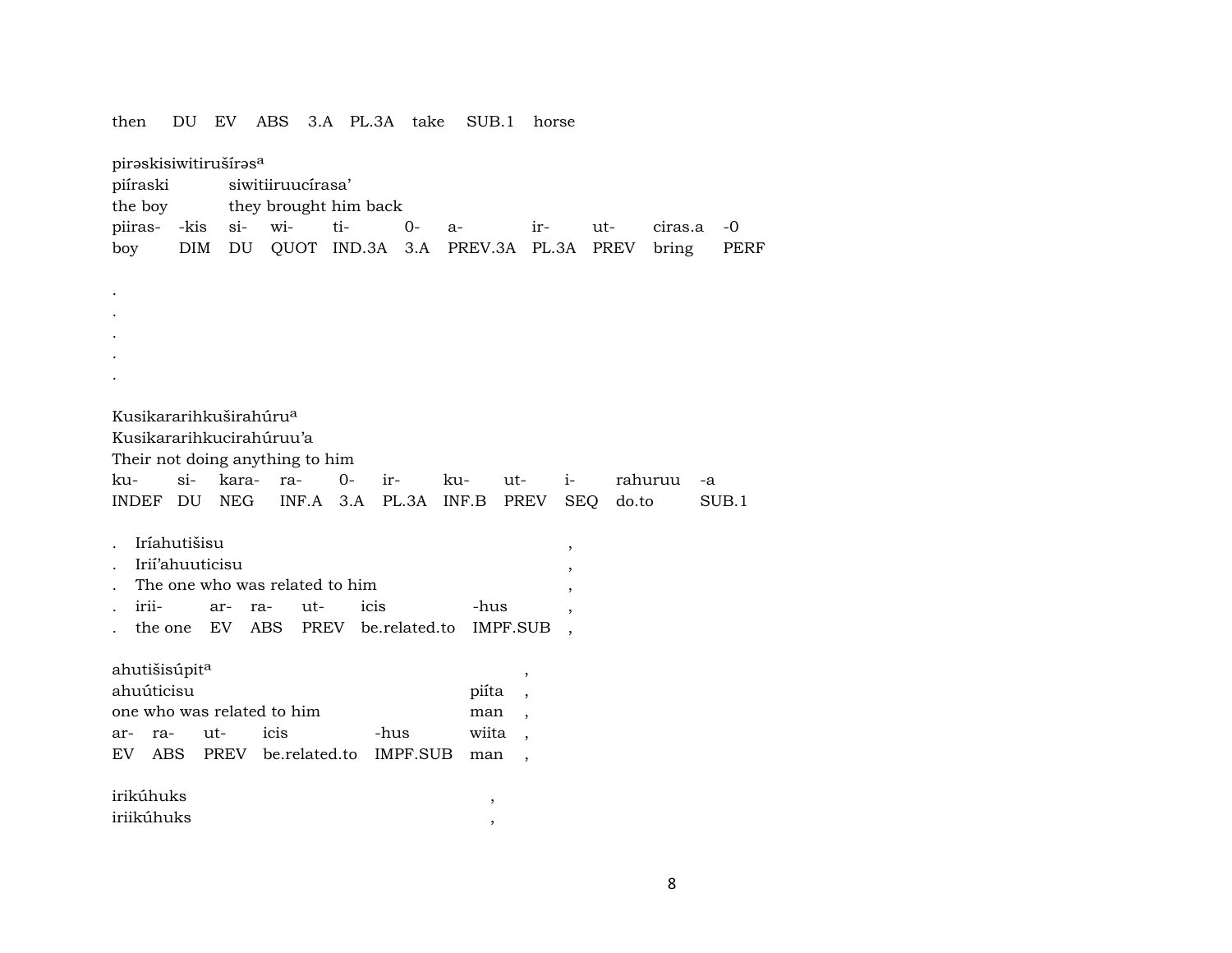then DU EV ABS 3.A PL.3A take SUB.1 horse

pirəskisiwitirušírəs[a]
piíraski siwitiiruucírasa'
the boy they brought him back

| piiras- | -kis | si- | wi- | ti- | 0- | a- | ir- | ut- | ciras.a | -0 |
|---|---|---|---|---|---|---|---|---|---|---|
| boy | DIM | DU | QUOT | IND.3A | 3.A | PREV.3A | PL.3A | PREV | bring | PERF |

.
.
.
.
.

Kusikararihkuširahúru[a]
Kusikararihkucirahúruu'a
Their not doing anything to him

| ku- | si- | kara- | ra- | 0- | ir- | ku- | ut- | i- | rahuruu | -a |
|---|---|---|---|---|---|---|---|---|---|---|
| INDEF | DU | NEG | INF.A | 3.A | PL.3A | INF.B | PREV | SEQ | do.to | SUB.1 |

. Iríahutišisu ,
. Irií'ahuuticisu ,
. The one who was related to him ,

| . | irii- | ar- | ra- | ut- | icis | -hus | , |
|---|---|---|---|---|---|---|---|
| . | the one | EV | ABS | PREV | be.related.to | IMPF.SUB | , |

ahutišisúpit[a] ,
ahuúticisu piíta ,
one who was related to him man ,

| ar- | ra- | ut- | icis | -hus | wiita | , |
|---|---|---|---|---|---|---|
| EV | ABS | PREV | be.related.to | IMPF.SUB | man | , |

irikúhuks ,
iriikúhuks ,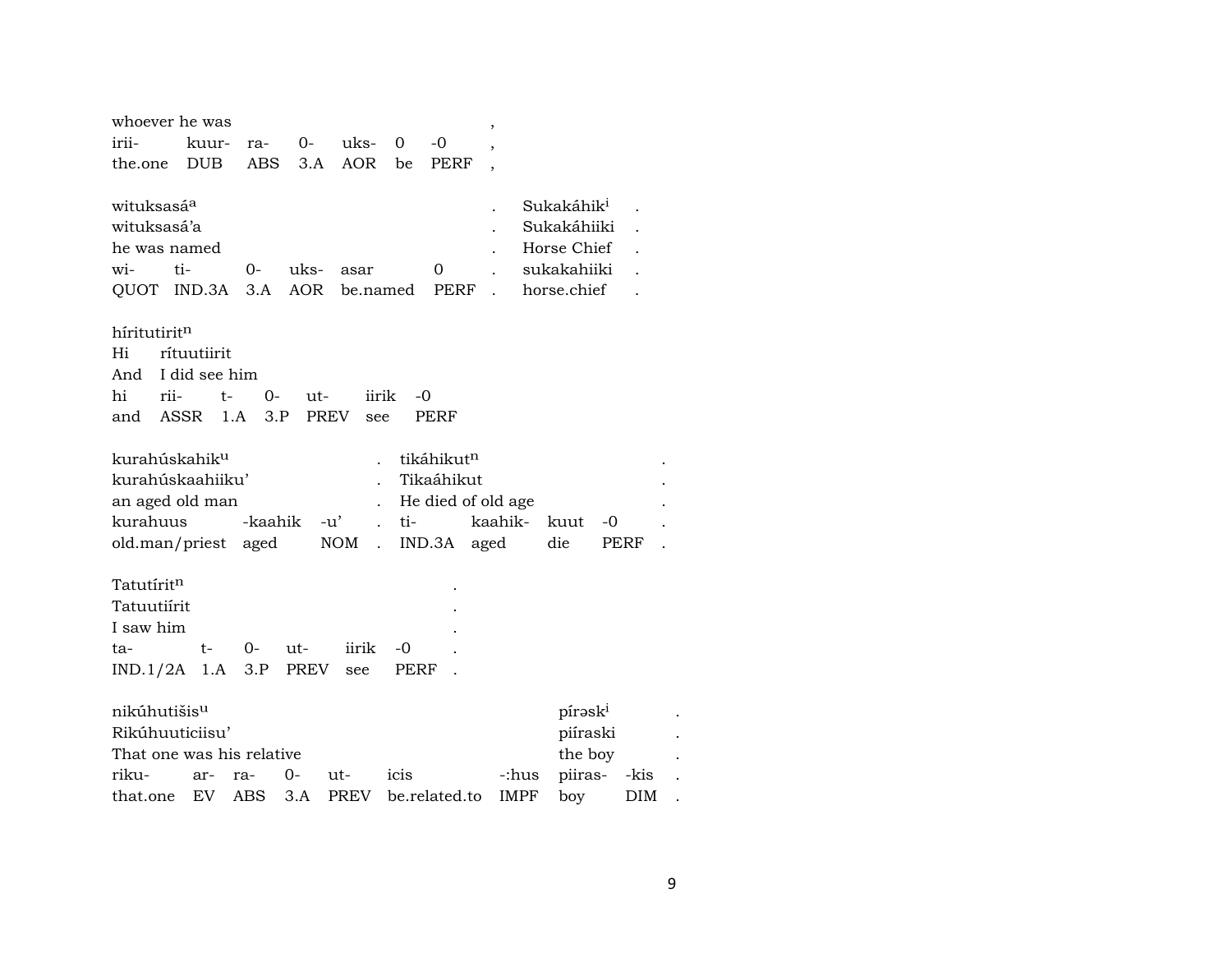| whoever he was | | | | | | | , |
|---|---|---|---|---|---|---|---|
| irii- | kuur- | ra- | 0- | uks- | 0 | -0 | , |
| the.one | DUB | ABS | 3.A | AOR | be | PERF | , |

| wituksasá[a] | | | | | | . | Sukakáhik[i] | . |
|---|---|---|---|---|---|---|---|---|
| wituksasá'a | | | | | | . | Sukakáhiiki | . |
| he was named | | | | | | . | Horse Chief | . |
| wi- | ti- | 0- | uks- | asar | 0 | . | sukakahiiki | . |
| QUOT | IND.3A | 3.A | AOR | be.named | PERF | . | horse.chief | . |

| híritutirit[n] | | | | | | |
|---|---|---|---|---|---|---|
| Hi | rítuutiirit | | | | | |
| And | I did see him | | | | | |
| hi | rii- | t- | 0- | ut- | iirik | -0 |
| and | ASSR | 1.A | 3.P | PREV | see | PERF |

| kurahúskahik[u] | | | . | tikáhikut[n] | | | | . |
|---|---|---|---|---|---|---|---|---|
| kurahúskaahiiku' | | | . | Tikaáhikut | | | | . |
| an aged old man | | | . | He died of old age | | | | . |
| kurahuus | -kaahik | -u' | . | ti- | kaahik- | kuut | -0 | . |
| old.man/priest | aged | NOM | . | IND.3A | aged | die | PERF | . |

| Tatutírit[n] | | | | | | . |
|---|---|---|---|---|---|---|
| Tatuutiírit | | | | | | . |
| I saw him | | | | | | . |
| ta- | t- | 0- | ut- | iirik | -0 | . |
| IND.1/2A | 1.A | 3.P | PREV | see | PERF | . |

| nikúhutišis[u] | | | | | | | píręsk[i] | | . |
|---|---|---|---|---|---|---|---|---|---|
| Rikúhuuticiisu' | | | | | | | piíraski | | . |
| That one was his relative | | | | | | | the boy | | . |
| riku- | ar- | ra- | 0- | ut- | icis | -:hus | piiras- | -kis | . |
| that.one | EV | ABS | 3.A | PREV | be.related.to | IMPF | boy | DIM | . |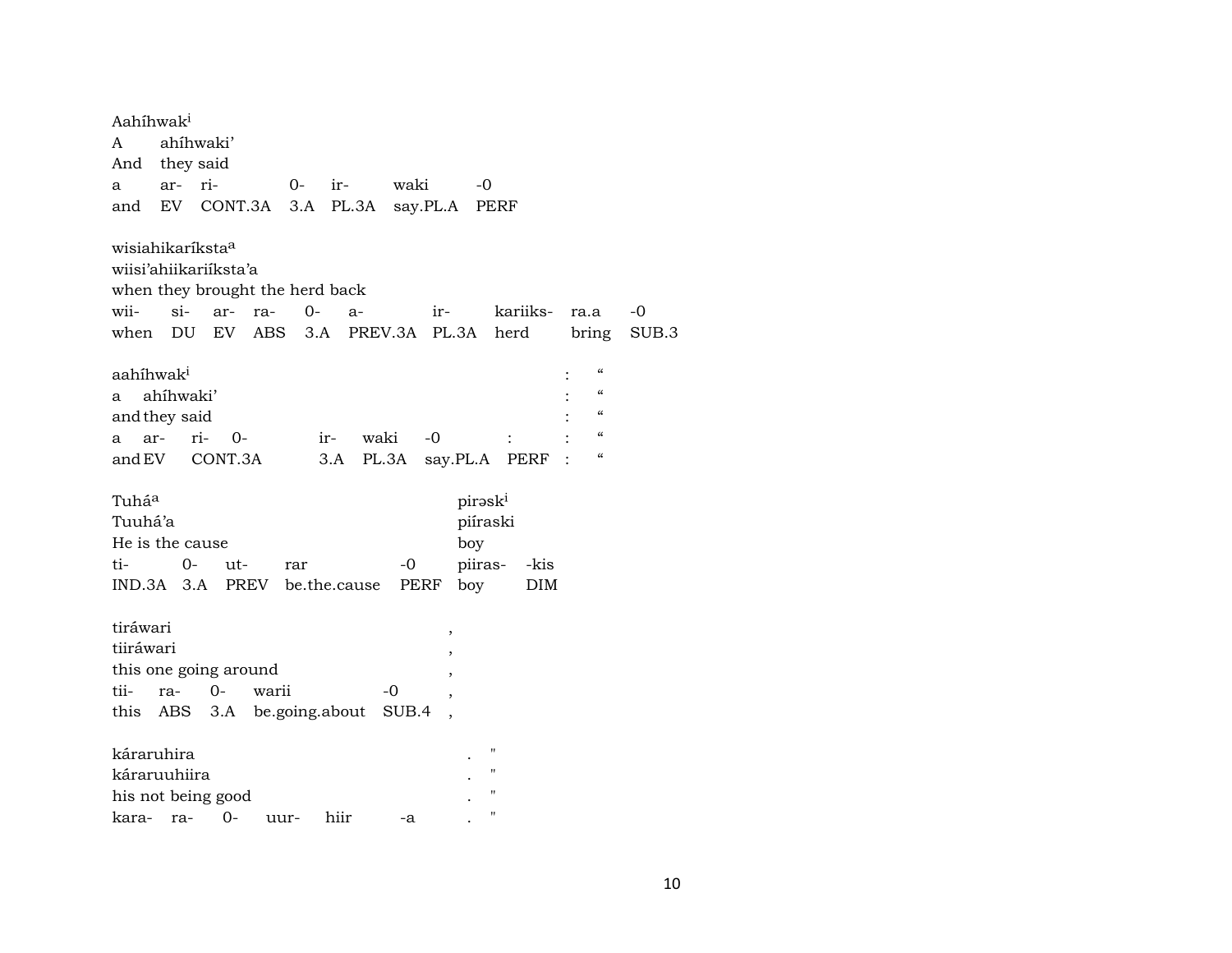Aahíhwak[i]
A ahíhwaki'
And they said
a ar- ri- 0- ir- waki -0
and EV CONT.3A 3.A PL.3A say.PL.A PERF

wisiahikaríksta[a]
wiisi'ahiikariíksta'a
when they brought the herd back
wii- si- ar- ra- 0- a- ir- kariiks- ra.a -0
when DU EV ABS 3.A PREV.3A PL.3A herd bring SUB.3

aahíhwak[i] : "
a ahíhwaki' : "
and they said : "
a ar- ri- 0- ir- waki -0 : : "
and EV CONT.3A 3.A PL.3A say.PL.A PERF : "

Tuhá[a] pirəsk[i]
Tuuhá'a piíraski
He is the cause boy
ti- 0- ut- rar -0 piiras- -kis
IND.3A 3.A PREV be.the.cause PERF boy DIM

tiráwari ,
tiiráwari ,
this one going around ,
tii- ra- 0- warii -0 ,
this ABS 3.A be.going.about SUB.4 ,

kráraruhira . "
káraruuhiira . "
his not being good . "
kara- ra- 0- uur- hiir -a . "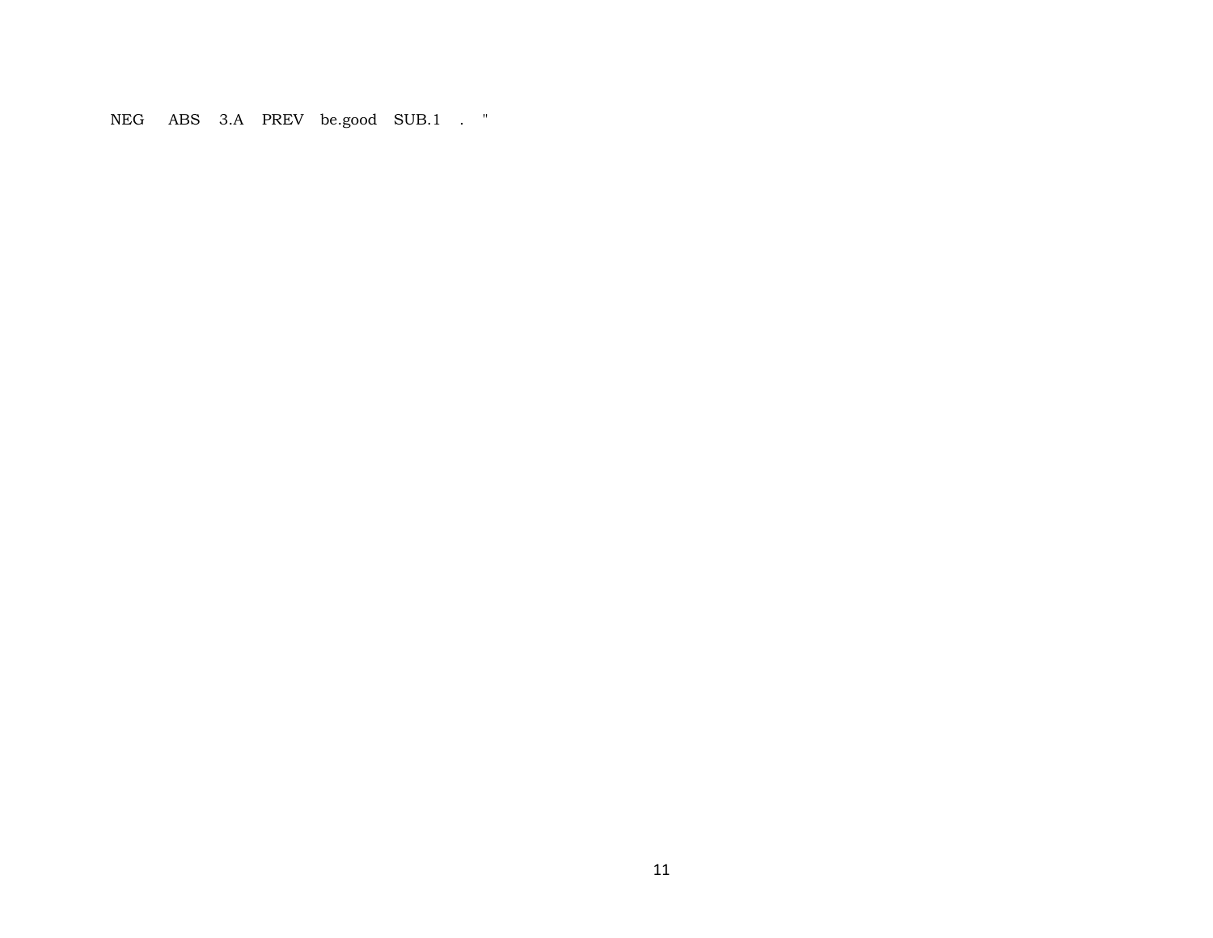NEG ABS 3.A PREV be.good SUB.1 . "